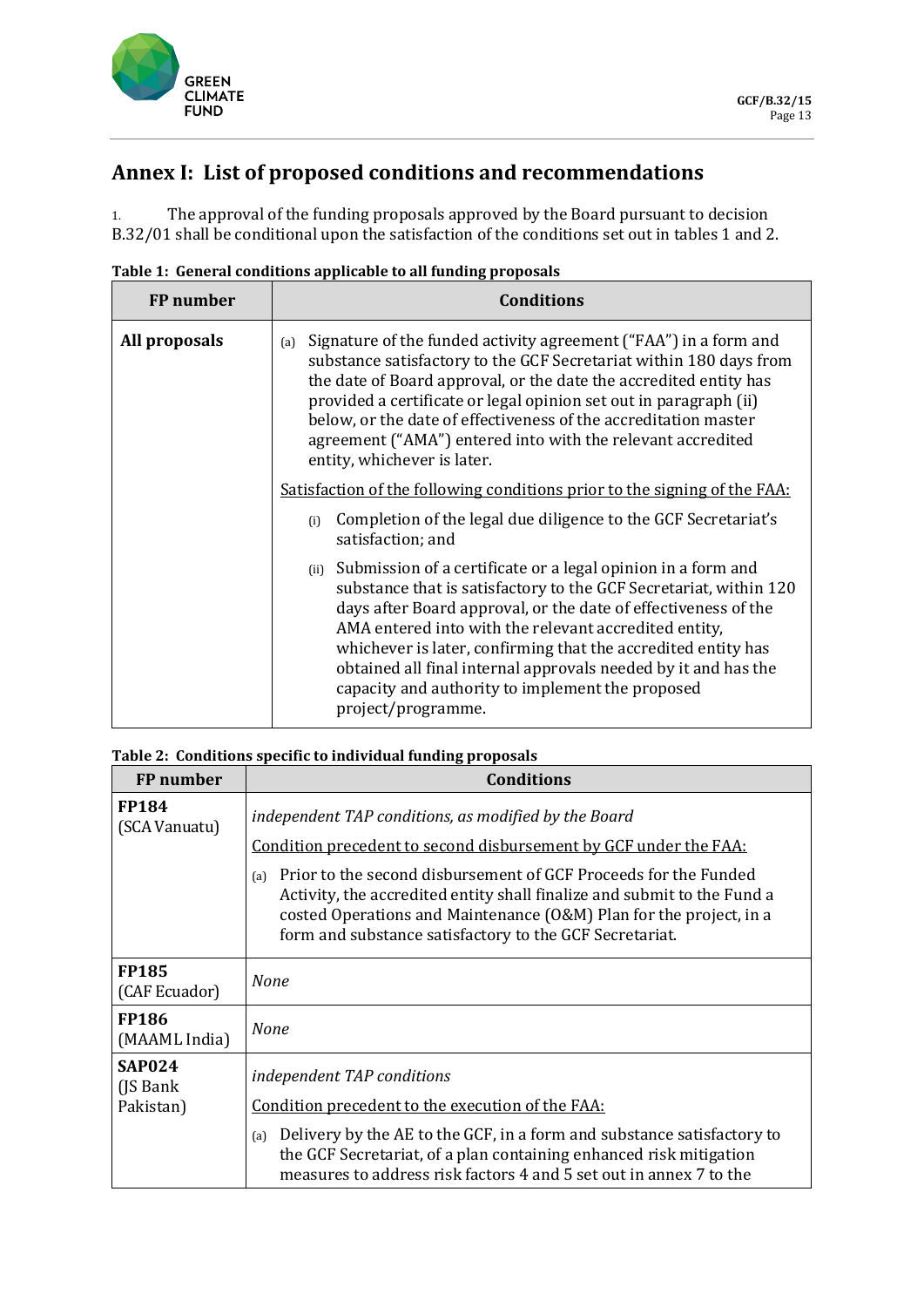# Annex I: List of proposed conditions and recommendations

1. The approval of the funding proposals approved by the Board pursuant to decision B.32/01 shall be conditional upon the satisfaction of the conditions set out in tables 1 and 2.

**Table 1: General conditions applicable to all funding proposals**

| FP number | Conditions |
|---|---|
| **All proposals** | (a) Signature of the funded activity agreement ("FAA") in a form and substance satisfactory to the GCF Secretariat within 180 days from the date of Board approval, or the date the accredited entity has provided a certificate or legal opinion set out in paragraph (ii) below, or the date of effectiveness of the accreditation master agreement ("AMA") entered into with the relevant accredited entity, whichever is later.<br><br><u>Satisfaction of the following conditions prior to the signing of the FAA:</u><br><br>(i) Completion of the legal due diligence to the GCF Secretariat's satisfaction; and<br><br>(ii) Submission of a certificate or a legal opinion in a form and substance that is satisfactory to the GCF Secretariat, within 120 days after Board approval, or the date of effectiveness of the AMA entered into with the relevant accredited entity, whichever is later, confirming that the accredited entity has obtained all final internal approvals needed by it and has the capacity and authority to implement the proposed project/programme. |

**Table 2: Conditions specific to individual funding proposals**

| FP number | Conditions |
|---|---|
| **FP184** (SCA Vanuatu) | *independent TAP conditions, as modified by the Board*<br><br><u>Condition precedent to second disbursement by GCF under the FAA:</u><br><br>(a) Prior to the second disbursement of GCF Proceeds for the Funded Activity, the accredited entity shall finalize and submit to the Fund a costed Operations and Maintenance (O&M) Plan for the project, in a form and substance satisfactory to the GCF Secretariat. |
| **FP185** (CAF Ecuador) | *None* |
| **FP186** (MAAML India) | *None* |
| **SAP024** (JS Bank Pakistan) | *independent TAP conditions*<br><br><u>Condition precedent to the execution of the FAA:</u><br><br>(a) Delivery by the AE to the GCF, in a form and substance satisfactory to the GCF Secretariat, of a plan containing enhanced risk mitigation measures to address risk factors 4 and 5 set out in annex 7 to the |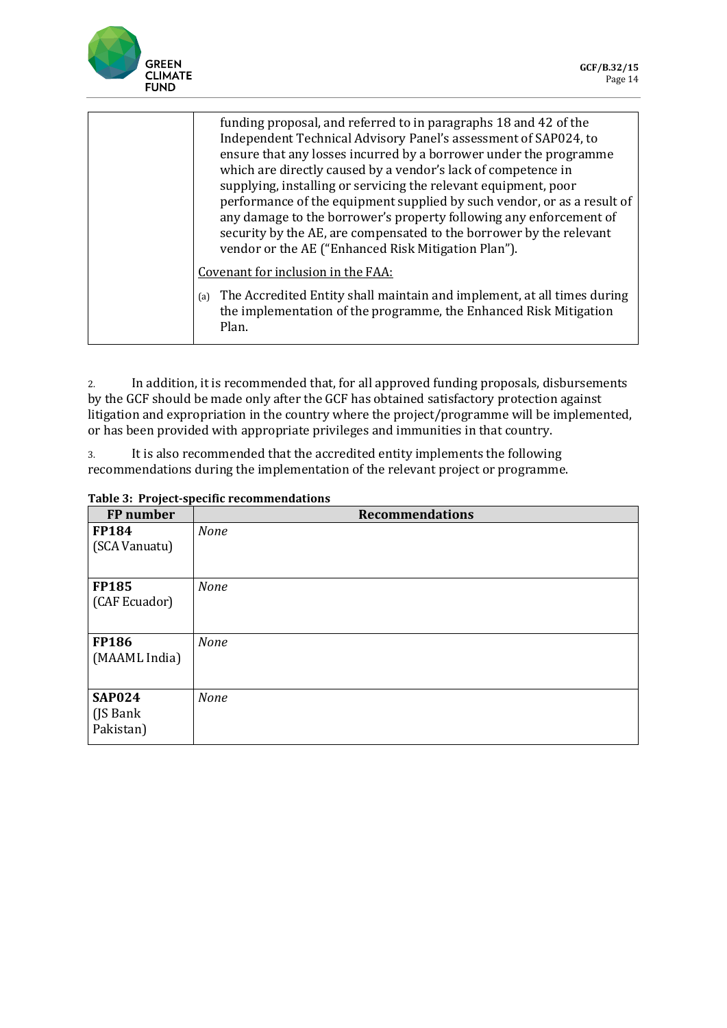| | |
|---|---|
| | funding proposal, and referred to in paragraphs 18 and 42 of the Independent Technical Advisory Panel's assessment of SAP024, to ensure that any losses incurred by a borrower under the programme which are directly caused by a vendor's lack of competence in supplying, installing or servicing the relevant equipment, poor performance of the equipment supplied by such vendor, or as a result of any damage to the borrower's property following any enforcement of security by the AE, are compensated to the borrower by the relevant vendor or the AE ("Enhanced Risk Mitigation Plan").<br><br><u>Covenant for inclusion in the FAA:</u><br><br>(a) The Accredited Entity shall maintain and implement, at all times during the implementation of the programme, the Enhanced Risk Mitigation Plan. |

2. In addition, it is recommended that, for all approved funding proposals, disbursements by the GCF should be made only after the GCF has obtained satisfactory protection against litigation and expropriation in the country where the project/programme will be implemented, or has been provided with appropriate privileges and immunities in that country.

3. It is also recommended that the accredited entity implements the following recommendations during the implementation of the relevant project or programme.

**Table 3: Project-specific recommendations**

| FP number | Recommendations |
|---|---|
| **FP184** (SCA Vanuatu) | *None* |
| **FP185** (CAF Ecuador) | *None* |
| **FP186** (MAAML India) | *None* |
| **SAP024** (JS Bank Pakistan) | *None* |